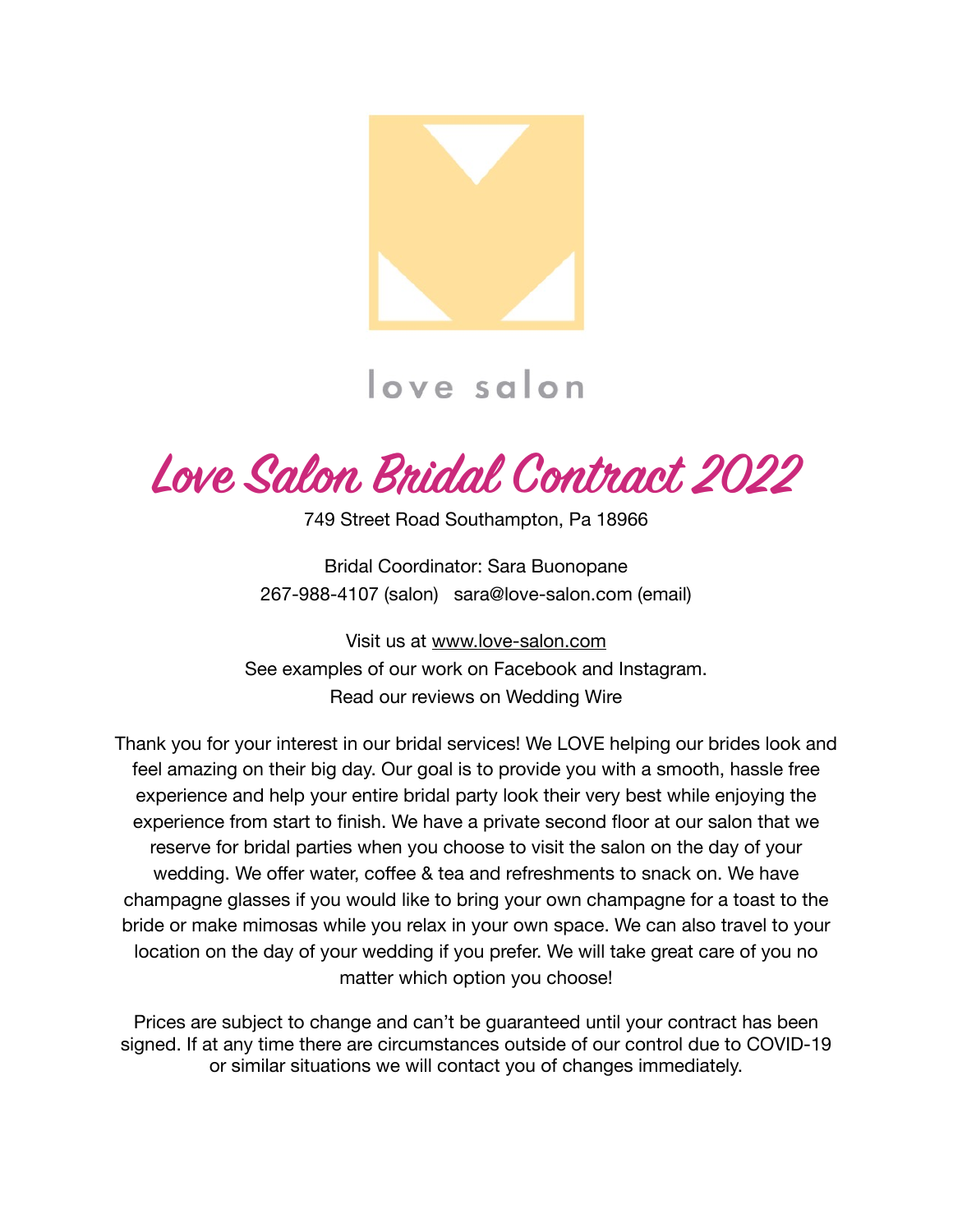love salon

# Love Salon Bridal Contract 2022

749 Street Road Southampton, Pa 18966

Bridal Coordinator: Sara Buonopane
267-988-4107 (salon)   sara@love-salon.com (email)

Visit us at www.love-salon.com
See examples of our work on Facebook and Instagram.
Read our reviews on Wedding Wire

Thank you for your interest in our bridal services! We LOVE helping our brides look and feel amazing on their big day. Our goal is to provide you with a smooth, hassle free experience and help your entire bridal party look their very best while enjoying the experience from start to finish. We have a private second floor at our salon that we reserve for bridal parties when you choose to visit the salon on the day of your wedding. We offer water, coffee & tea and refreshments to snack on. We have champagne glasses if you would like to bring your own champagne for a toast to the bride or make mimosas while you relax in your own space. We can also travel to your location on the day of your wedding if you prefer. We will take great care of you no matter which option you choose!

Prices are subject to change and can't be guaranteed until your contract has been signed. If at any time there are circumstances outside of our control due to COVID-19 or similar situations we will contact you of changes immediately.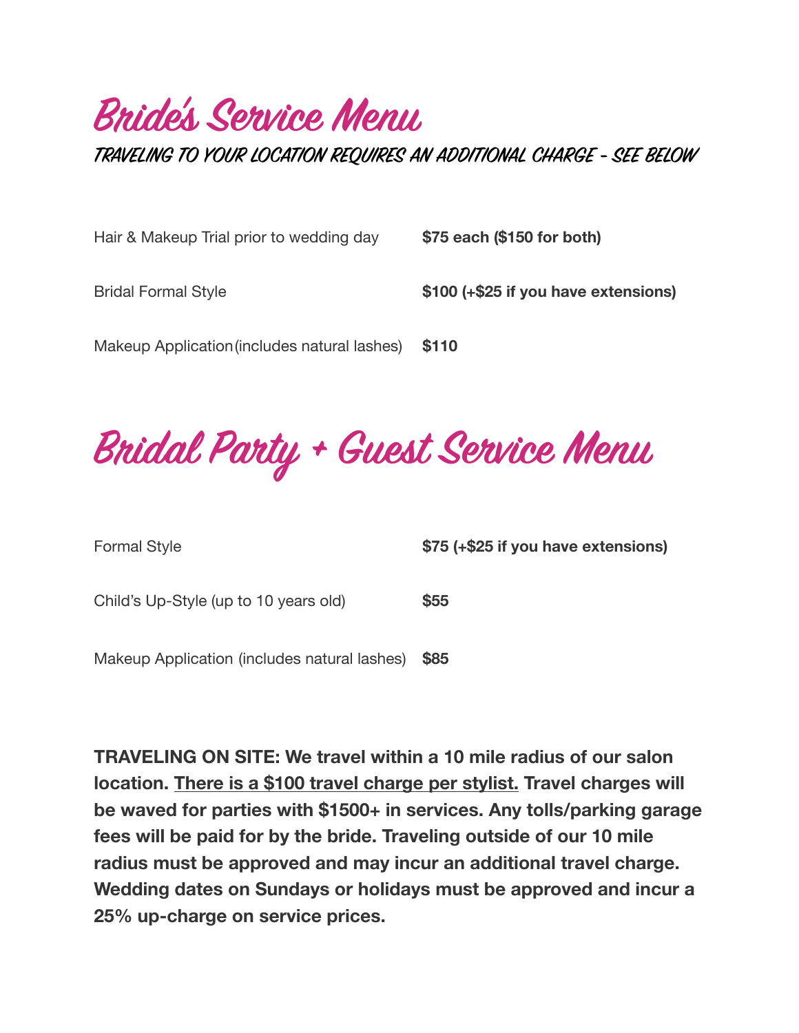# Bride's Service Menu

*TRAVELING TO YOUR LOCATION REQUIRES AN ADDITIONAL CHARGE - SEE BELOW*

| Service | Price |
|---|---|
| Hair & Makeup Trial prior to wedding day | **$75 each ($150 for both)** |
| Bridal Formal Style | **$100 (+$25 if you have extensions)** |
| Makeup Application (includes natural lashes) | **$110** |

# Bridal Party + Guest Service Menu

| Service | Price |
|---|---|
| Formal Style | **$75 (+$25 if you have extensions)** |
| Child's Up-Style (up to 10 years old) | **$55** |
| Makeup Application (includes natural lashes) | **$85** |

**TRAVELING ON SITE: We travel within a 10 mile radius of our salon location. <u>There is a $100 travel charge per stylist.</u> Travel charges will be waved for parties with $1500+ in services. Any tolls/parking garage fees will be paid for by the bride. Traveling outside of our 10 mile radius must be approved and may incur an additional travel charge. Wedding dates on Sundays or holidays must be approved and incur a 25% up-charge on service prices.**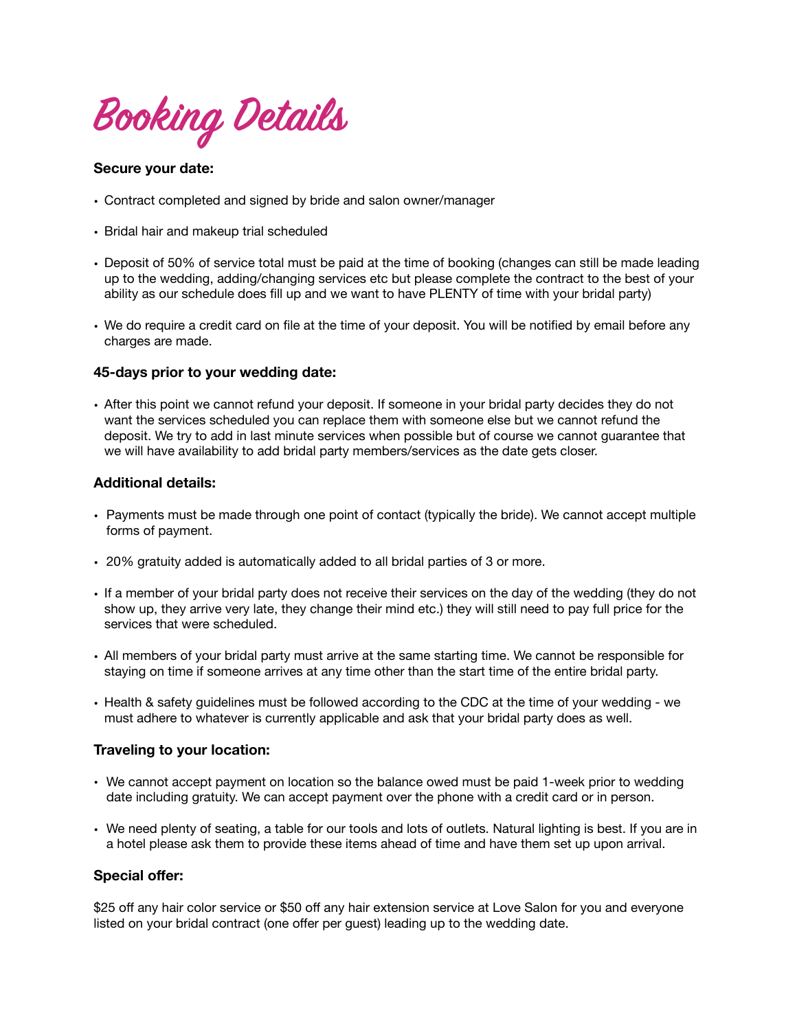# Booking Details

**Secure your date:**

- Contract completed and signed by bride and salon owner/manager
- Bridal hair and makeup trial scheduled
- Deposit of 50% of service total must be paid at the time of booking (changes can still be made leading up to the wedding, adding/changing services etc but please complete the contract to the best of your ability as our schedule does fill up and we want to have PLENTY of time with your bridal party)
- We do require a credit card on file at the time of your deposit. You will be notified by email before any charges are made.

**45-days prior to your wedding date:**

- After this point we cannot refund your deposit. If someone in your bridal party decides they do not want the services scheduled you can replace them with someone else but we cannot refund the deposit. We try to add in last minute services when possible but of course we cannot guarantee that we will have availability to add bridal party members/services as the date gets closer.

**Additional details:**

- Payments must be made through one point of contact (typically the bride). We cannot accept multiple forms of payment.
- 20% gratuity added is automatically added to all bridal parties of 3 or more.
- If a member of your bridal party does not receive their services on the day of the wedding (they do not show up, they arrive very late, they change their mind etc.) they will still need to pay full price for the services that were scheduled.
- All members of your bridal party must arrive at the same starting time. We cannot be responsible for staying on time if someone arrives at any time other than the start time of the entire bridal party.
- Health & safety guidelines must be followed according to the CDC at the time of your wedding - we must adhere to whatever is currently applicable and ask that your bridal party does as well.

**Traveling to your location:**

- We cannot accept payment on location so the balance owed must be paid 1-week prior to wedding date including gratuity. We can accept payment over the phone with a credit card or in person.
- We need plenty of seating, a table for our tools and lots of outlets. Natural lighting is best. If you are in a hotel please ask them to provide these items ahead of time and have them set up upon arrival.

**Special offer:**

$25 off any hair color service or $50 off any hair extension service at Love Salon for you and everyone listed on your bridal contract (one offer per guest) leading up to the wedding date.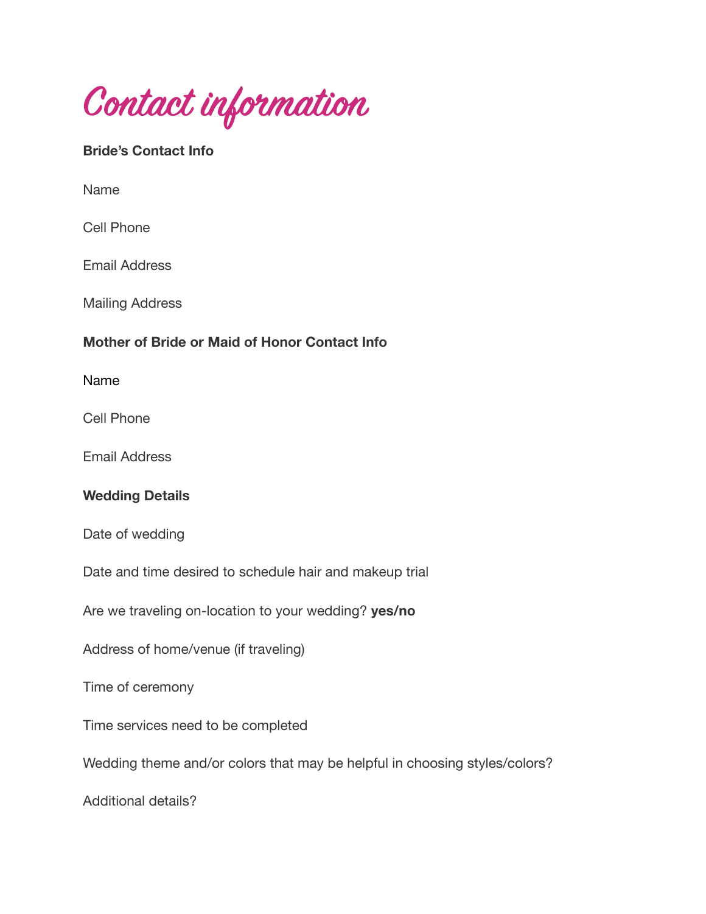# Contact information

**Bride's Contact Info**

Name

Cell Phone

Email Address

Mailing Address

**Mother of Bride or Maid of Honor Contact Info**

Name

Cell Phone

Email Address

**Wedding Details**

Date of wedding

Date and time desired to schedule hair and makeup trial

Are we traveling on-location to your wedding? **yes/no**

Address of home/venue (if traveling)

Time of ceremony

Time services need to be completed

Wedding theme and/or colors that may be helpful in choosing styles/colors?

Additional details?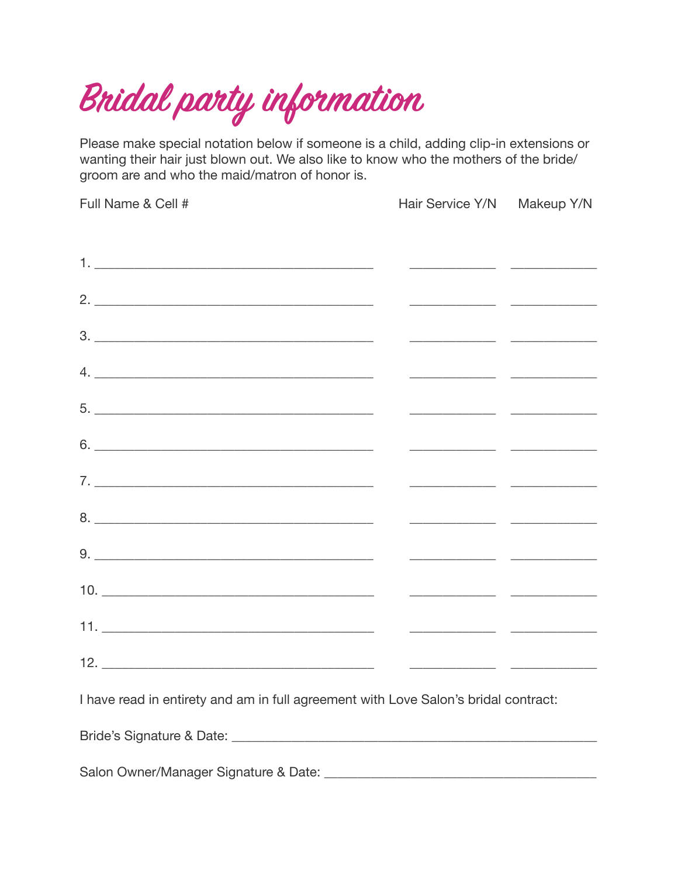# Bridal party information

Please make special notation below if someone is a child, adding clip-in extensions or wanting their hair just blown out. We also like to know who the mothers of the bride/groom are and who the maid/matron of honor is.

| Full Name & Cell # | Hair Service Y/N | Makeup Y/N |
|---|---|---|
| 1. ______________________________ | __________ | __________ |
| 2. ______________________________ | __________ | __________ |
| 3. ______________________________ | __________ | __________ |
| 4. ______________________________ | __________ | __________ |
| 5. ______________________________ | __________ | __________ |
| 6. ______________________________ | __________ | __________ |
| 7. ______________________________ | __________ | __________ |
| 8. ______________________________ | __________ | __________ |
| 9. ______________________________ | __________ | __________ |
| 10. ______________________________ | __________ | __________ |
| 11. ______________________________ | __________ | __________ |
| 12. ______________________________ | __________ | __________ |

I have read in entirety and am in full agreement with Love Salon's bridal contract:

Bride's Signature & Date: ________________________________________

Salon Owner/Manager Signature & Date: ______________________________